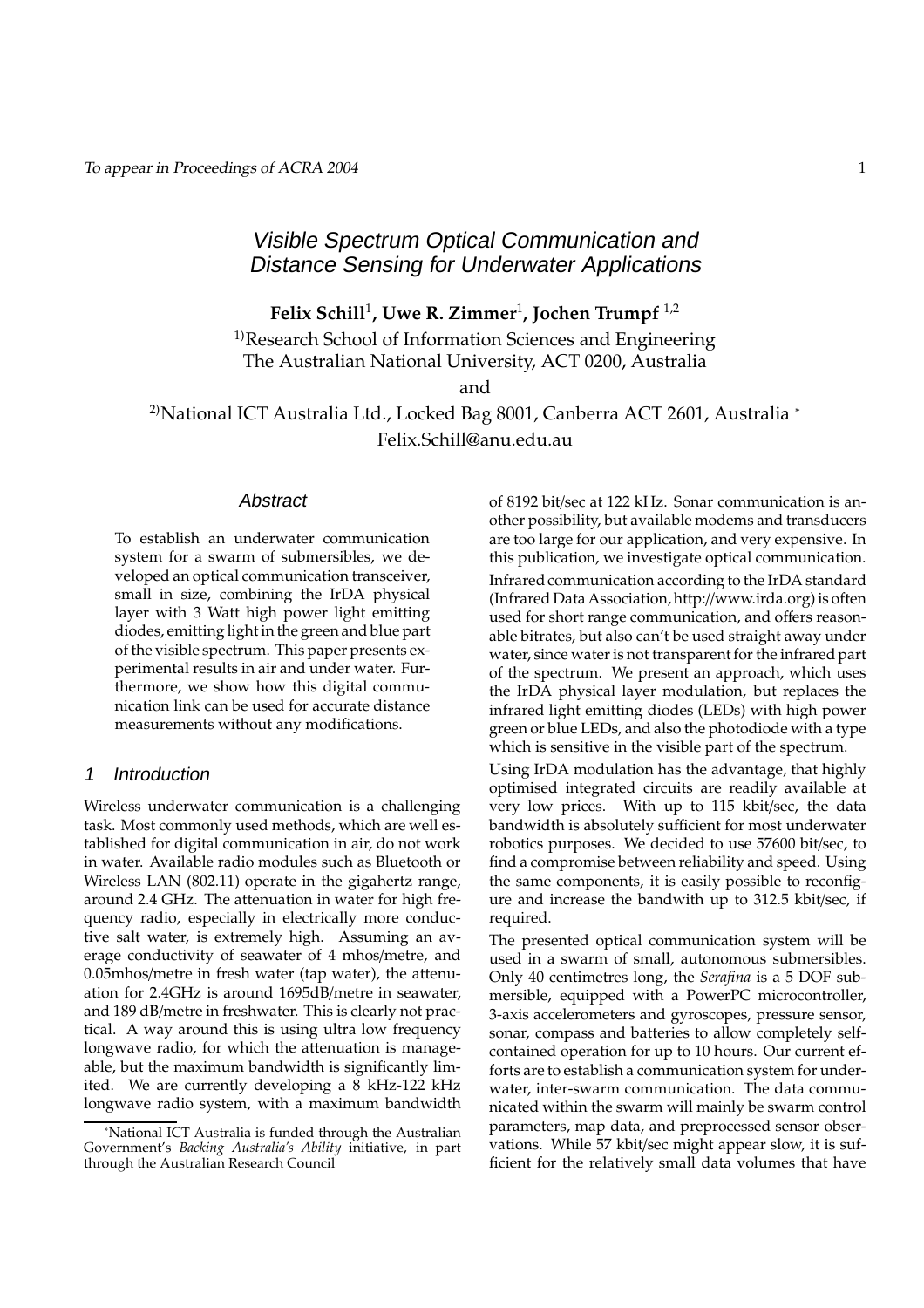_To appear in Proceedings of ACRA 2004_

# Visible Spectrum Optical Communication and Distance Sensing for Underwater Applications

**Felix Schill[1], Uwe R. Zimmer[1], Jochen Trumpf [1,2]**

[1)]Research School of Information Sciences and Engineering
The Australian National University, ACT 0200, Australia

and

[2)]National ICT Australia Ltd., Locked Bag 8001, Canberra ACT 2601, Australia [*]
Felix.Schill@anu.edu.au

## Abstract

To establish an underwater communication system for a swarm of submersibles, we developed an optical communication transceiver, small in size, combining the IrDA physical layer with 3 Watt high power light emitting diodes, emitting light in the green and blue part of the visible spectrum. This paper presents experimental results in air and under water. Furthermore, we show how this digital communication link can be used for accurate distance measurements without any modifications.

## 1 Introduction

Wireless underwater communication is a challenging task. Most commonly used methods, which are well established for digital communication in air, do not work in water. Available radio modules such as Bluetooth or Wireless LAN (802.11) operate in the gigahertz range, around 2.4 GHz. The attenuation in water for high frequency radio, especially in electrically more conductive salt water, is extremely high. Assuming an average conductivity of seawater of 4 mhos/metre, and 0.05mhos/metre in fresh water (tap water), the attenuation for 2.4GHz is around 1695dB/metre in seawater, and 189 dB/metre in freshwater. This is clearly not practical. A way around this is using ultra low frequency longwave radio, for which the attenuation is manageable, but the maximum bandwidth is significantly limited. We are currently developing a 8 kHz-122 kHz longwave radio system, with a maximum bandwidth of 8192 bit/sec at 122 kHz. Sonar communication is another possibility, but available modems and transducers are too large for our application, and very expensive. In this publication, we investigate optical communication.

Infrared communication according to the IrDA standard (Infrared Data Association, http://www.irda.org) is often used for short range communication, and offers reasonable bitrates, but also can't be used straight away under water, since water is not transparent for the infrared part of the spectrum. We present an approach, which uses the IrDA physical layer modulation, but replaces the infrared light emitting diodes (LEDs) with high power green or blue LEDs, and also the photodiode with a type which is sensitive in the visible part of the spectrum.

Using IrDA modulation has the advantage, that highly optimised integrated circuits are readily available at very low prices. With up to 115 kbit/sec, the data bandwidth is absolutely sufficient for most underwater robotics purposes. We decided to use 57600 bit/sec, to find a compromise between reliability and speed. Using the same components, it is easily possible to reconfigure and increase the bandwith up to 312.5 kbit/sec, if required.

The presented optical communication system will be used in a swarm of small, autonomous submersibles. Only 40 centimetres long, the _Serafina_ is a 5 DOF submersible, equipped with a PowerPC microcontroller, 3-axis accelerometers and gyroscopes, pressure sensor, sonar, compass and batteries to allow completely self-contained operation for up to 10 hours. Our current efforts are to establish a communication system for underwater, inter-swarm communication. The data communicated within the swarm will mainly be swarm control parameters, map data, and preprocessed sensor observations. While 57 kbit/sec might appear slow, it is sufficient for the relatively small data volumes that have

[*]National ICT Australia is funded through the Australian Government's _Backing Australia's Ability_ initiative, in part through the Australian Research Council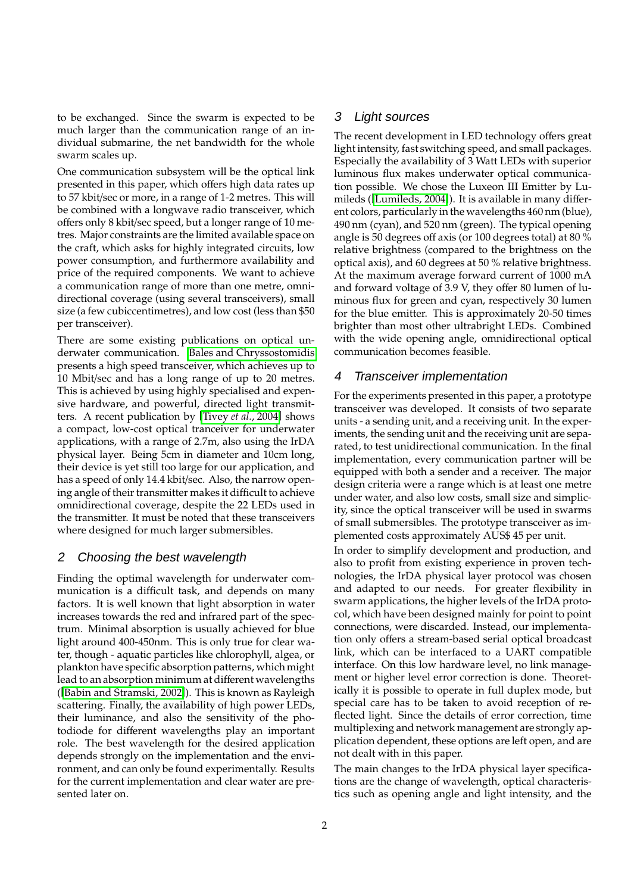to be exchanged. Since the swarm is expected to be much larger than the communication range of an individual submarine, the net bandwidth for the whole swarm scales up.

One communication subsystem will be the optical link presented in this paper, which offers high data rates up to 57 kbit/sec or more, in a range of 1-2 metres. This will be combined with a longwave radio transceiver, which offers only 8 kbit/sec speed, but a longer range of 10 metres. Major constraints are the limited available space on the craft, which asks for highly integrated circuits, low power consumption, and furthermore availability and price of the required components. We want to achieve a communication range of more than one metre, omnidirectional coverage (using several transceivers), small size (a few cubiccentimetres), and low cost (less than $50 per transceiver).

There are some existing publications on optical underwater communication. [Bales and Chryssostomidis] presents a high speed transceiver, which achieves up to 10 Mbit/sec and has a long range of up to 20 metres. This is achieved by using highly specialised and expensive hardware, and powerful, directed light transmitters. A recent publication by [Tivey *et al.*, 2004] shows a compact, low-cost optical tranceiver for underwater applications, with a range of 2.7m, also using the IrDA physical layer. Being 5cm in diameter and 10cm long, their device is yet still too large for our application, and has a speed of only 14.4 kbit/sec. Also, the narrow opening angle of their transmitter makes it difficult to achieve omnidirectional coverage, despite the 22 LEDs used in the transmitter. It must be noted that these transceivers where designed for much larger submersibles.

## 2 Choosing the best wavelength

Finding the optimal wavelength for underwater communication is a difficult task, and depends on many factors. It is well known that light absorption in water increases towards the red and infrared part of the spectrum. Minimal absorption is usually achieved for blue light around 400-450nm. This is only true for clear water, though - aquatic particles like chlorophyll, algea, or plankton have specific absorption patterns, which might lead to an absorption minimum at different wavelengths ([Babin and Stramski, 2002]). This is known as Rayleigh scattering. Finally, the availability of high power LEDs, their luminance, and also the sensitivity of the photodiode for different wavelengths play an important role. The best wavelength for the desired application depends strongly on the implementation and the environment, and can only be found experimentally. Results for the current implementation and clear water are presented later on.

## 3 Light sources

The recent development in LED technology offers great light intensity, fast switching speed, and small packages. Especially the availability of 3 Watt LEDs with superior luminous flux makes underwater optical communication possible. We chose the Luxeon III Emitter by Lumileds ([Lumileds, 2004]). It is available in many different colors, particularly in the wavelengths 460 nm (blue), 490 nm (cyan), and 520 nm (green). The typical opening angle is 50 degrees off axis (or 100 degrees total) at 80 % relative brightness (compared to the brightness on the optical axis), and 60 degrees at 50 % relative brightness. At the maximum average forward current of 1000 mA and forward voltage of 3.9 V, they offer 80 lumen of luminous flux for green and cyan, respectively 30 lumen for the blue emitter. This is approximately 20-50 times brighter than most other ultrabright LEDs. Combined with the wide opening angle, omnidirectional optical communication becomes feasible.

## 4 Transceiver implementation

For the experiments presented in this paper, a prototype transceiver was developed. It consists of two separate units - a sending unit, and a receiving unit. In the experiments, the sending unit and the receiving unit are separated, to test unidirectional communication. In the final implementation, every communication partner will be equipped with both a sender and a receiver. The major design criteria were a range which is at least one metre under water, and also low costs, small size and simplicity, since the optical transceiver will be used in swarms of small submersibles. The prototype transceiver as implemented costs approximately AUS$ 45 per unit.

In order to simplify development and production, and also to profit from existing experience in proven technologies, the IrDA physical layer protocol was chosen and adapted to our needs. For greater flexibility in swarm applications, the higher levels of the IrDA protocol, which have been designed mainly for point to point connections, were discarded. Instead, our implementation only offers a stream-based serial optical broadcast link, which can be interfaced to a UART compatible interface. On this low hardware level, no link management or higher level error correction is done. Theoretically it is possible to operate in full duplex mode, but special care has to be taken to avoid reception of reflected light. Since the details of error correction, time multiplexing and network management are strongly application dependent, these options are left open, and are not dealt with in this paper.

The main changes to the IrDA physical layer specifications are the change of wavelength, optical characteristics such as opening angle and light intensity, and the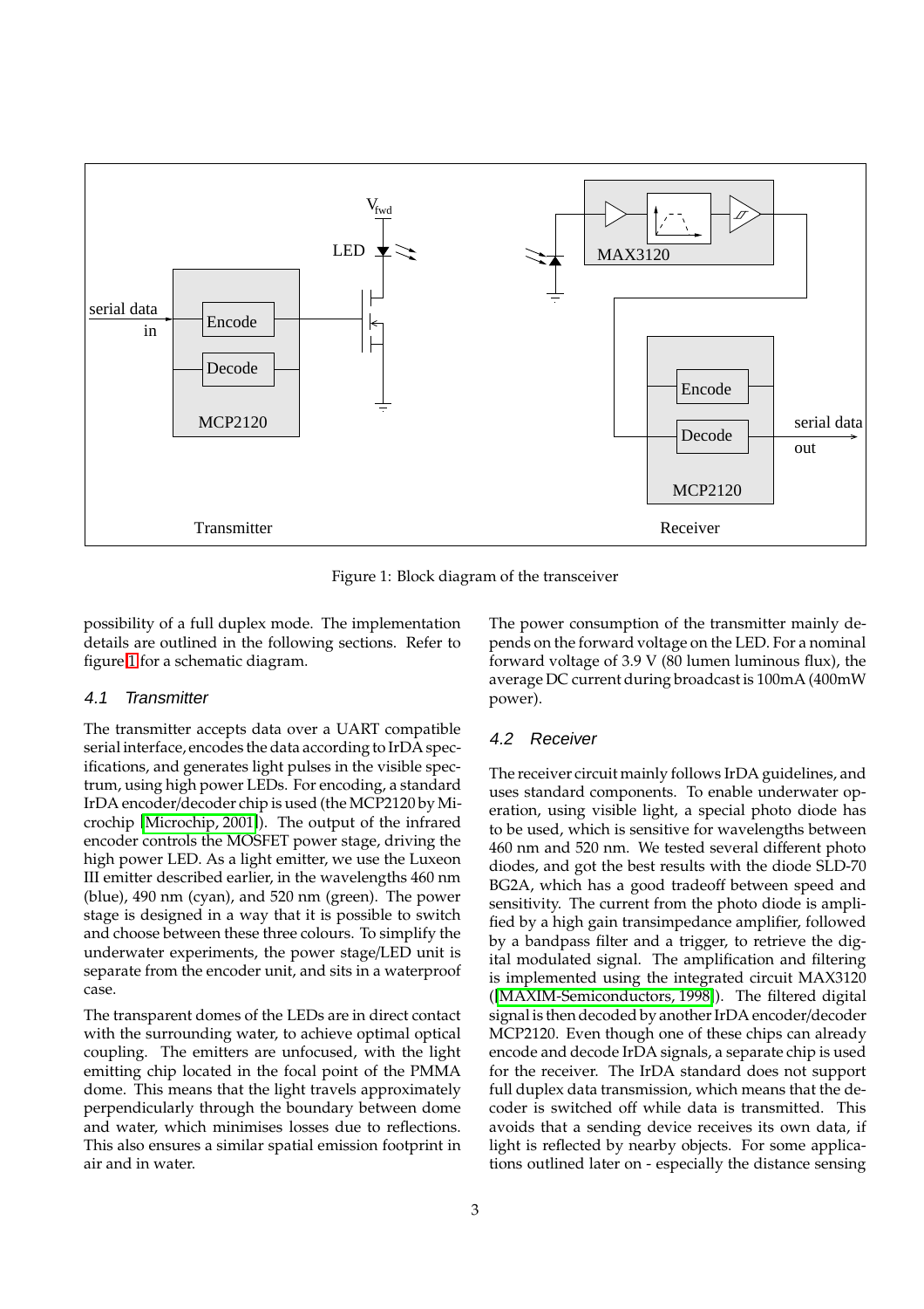Figure 1: Block diagram of the transceiver

possibility of a full duplex mode. The implementation details are outlined in the following sections. Refer to figure 1 for a schematic diagram.

### 4.1 Transmitter

The transmitter accepts data over a UART compatible serial interface, encodes the data according to IrDA specifications, and generates light pulses in the visible spectrum, using high power LEDs. For encoding, a standard IrDA encoder/decoder chip is used (the MCP2120 by Microchip [Microchip, 2001]). The output of the infrared encoder controls the MOSFET power stage, driving the high power LED. As a light emitter, we use the Luxeon III emitter described earlier, in the wavelengths 460 nm (blue), 490 nm (cyan), and 520 nm (green). The power stage is designed in a way that it is possible to switch and choose between these three colours. To simplify the underwater experiments, the power stage/LED unit is separate from the encoder unit, and sits in a waterproof case.

The transparent domes of the LEDs are in direct contact with the surrounding water, to achieve optimal optical coupling. The emitters are unfocused, with the light emitting chip located in the focal point of the PMMA dome. This means that the light travels approximately perpendicularly through the boundary between dome and water, which minimises losses due to reflections. This also ensures a similar spatial emission footprint in air and in water.

The power consumption of the transmitter mainly depends on the forward voltage on the LED. For a nominal forward voltage of 3.9 V (80 lumen luminous flux), the average DC current during broadcast is 100mA (400mW power).

### 4.2 Receiver

The receiver circuit mainly follows IrDA guidelines, and uses standard components. To enable underwater operation, using visible light, a special photo diode has to be used, which is sensitive for wavelengths between 460 nm and 520 nm. We tested several different photo diodes, and got the best results with the diode SLD-70 BG2A, which has a good tradeoff between speed and sensitivity. The current from the photo diode is amplified by a high gain transimpedance amplifier, followed by a bandpass filter and a trigger, to retrieve the digital modulated signal. The amplification and filtering is implemented using the integrated circuit MAX3120 ([MAXIM-Semiconductors, 1998]). The filtered digital signal is then decoded by another IrDA encoder/decoder MCP2120. Even though one of these chips can already encode and decode IrDA signals, a separate chip is used for the receiver. The IrDA standard does not support full duplex data transmission, which means that the decoder is switched off while data is transmitted. This avoids that a sending device receives its own data, if light is reflected by nearby objects. For some applications outlined later on - especially the distance sensing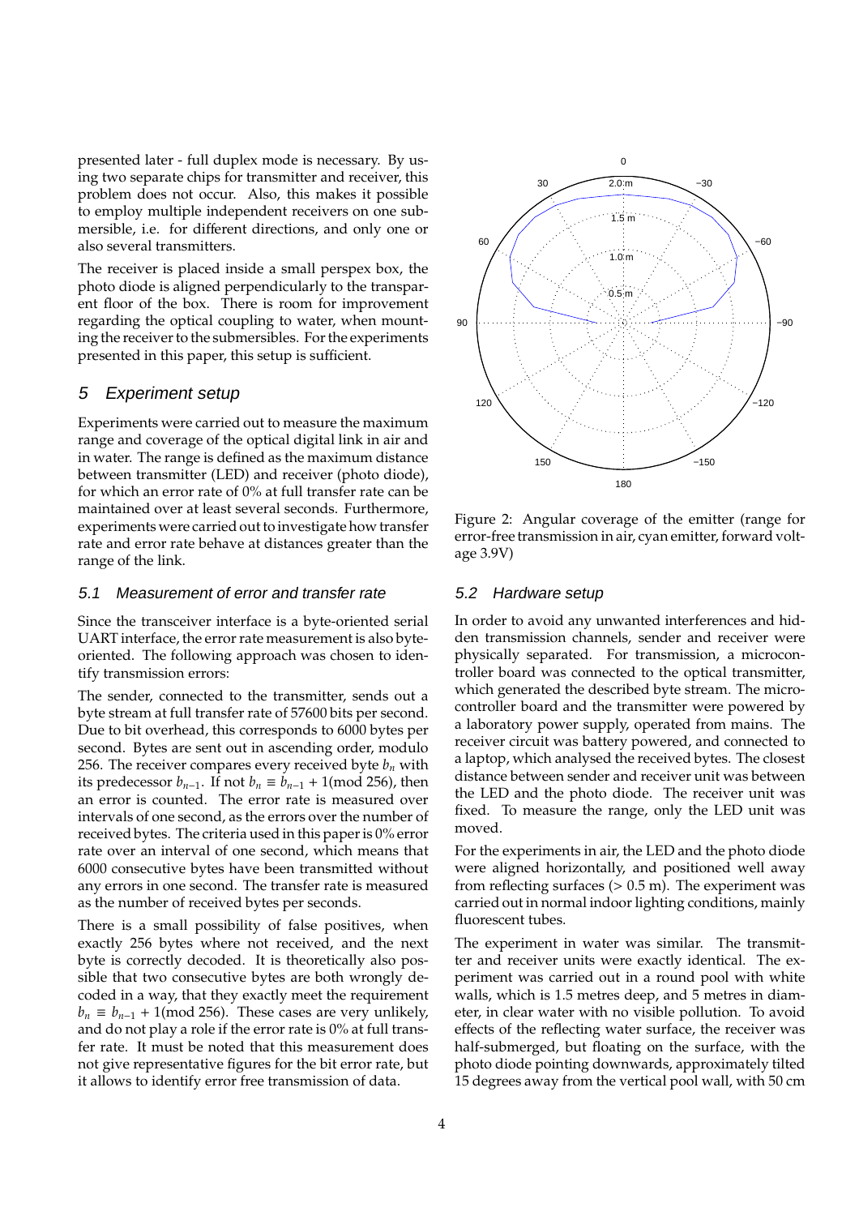presented later - full duplex mode is necessary. By using two separate chips for transmitter and receiver, this problem does not occur. Also, this makes it possible to employ multiple independent receivers on one submersible, i.e. for different directions, and only one or also several transmitters.

The receiver is placed inside a small perspex box, the photo diode is aligned perpendicularly to the transparent floor of the box. There is room for improvement regarding the optical coupling to water, when mounting the receiver to the submersibles. For the experiments presented in this paper, this setup is sufficient.

## 5 Experiment setup

Experiments were carried out to measure the maximum range and coverage of the optical digital link in air and in water. The range is defined as the maximum distance between transmitter (LED) and receiver (photo diode), for which an error rate of 0% at full transfer rate can be maintained over at least several seconds. Furthermore, experiments were carried out to investigate how transfer rate and error rate behave at distances greater than the range of the link.

### 5.1 Measurement of error and transfer rate

Since the transceiver interface is a byte-oriented serial UART interface, the error rate measurement is also byte-oriented. The following approach was chosen to identify transmission errors:

The sender, connected to the transmitter, sends out a byte stream at full transfer rate of 57600 bits per second. Due to bit overhead, this corresponds to 6000 bytes per second. Bytes are sent out in ascending order, modulo 256. The receiver compares every received byte $b_n$ with its predecessor $b_{n-1}$. If not $b_n \equiv b_{n-1} + 1 (\mathrm{mod}\ 256)$, then an error is counted. The error rate is measured over intervals of one second, as the errors over the number of received bytes. The criteria used in this paper is 0% error rate over an interval of one second, which means that 6000 consecutive bytes have been transmitted without any errors in one second. The transfer rate is measured as the number of received bytes per seconds.

There is a small possibility of false positives, when exactly 256 bytes where not received, and the next byte is correctly decoded. It is theoretically also possible that two consecutive bytes are both wrongly decoded in a way, that they exactly meet the requirement $b_n \equiv b_{n-1} + 1 (\mathrm{mod}\ 256)$. These cases are very unlikely, and do not play a role if the error rate is 0% at full transfer rate. It must be noted that this measurement does not give representative figures for the bit error rate, but it allows to identify error free transmission of data.

Figure 2: Angular coverage of the emitter (range for error-free transmission in air, cyan emitter, forward voltage 3.9V)

### 5.2 Hardware setup

In order to avoid any unwanted interferences and hidden transmission channels, sender and receiver were physically separated. For transmission, a microcontroller board was connected to the optical transmitter, which generated the described byte stream. The microcontroller board and the transmitter were powered by a laboratory power supply, operated from mains. The receiver circuit was battery powered, and connected to a laptop, which analysed the received bytes. The closest distance between sender and receiver unit was between the LED and the photo diode. The receiver unit was fixed. To measure the range, only the LED unit was moved.

For the experiments in air, the LED and the photo diode were aligned horizontally, and positioned well away from reflecting surfaces (> 0.5 m). The experiment was carried out in normal indoor lighting conditions, mainly fluorescent tubes.

The experiment in water was similar. The transmitter and receiver units were exactly identical. The experiment was carried out in a round pool with white walls, which is 1.5 metres deep, and 5 metres in diameter, in clear water with no visible pollution. To avoid effects of the reflecting water surface, the receiver was half-submerged, but floating on the surface, with the photo diode pointing downwards, approximately tilted 15 degrees away from the vertical pool wall, with 50 cm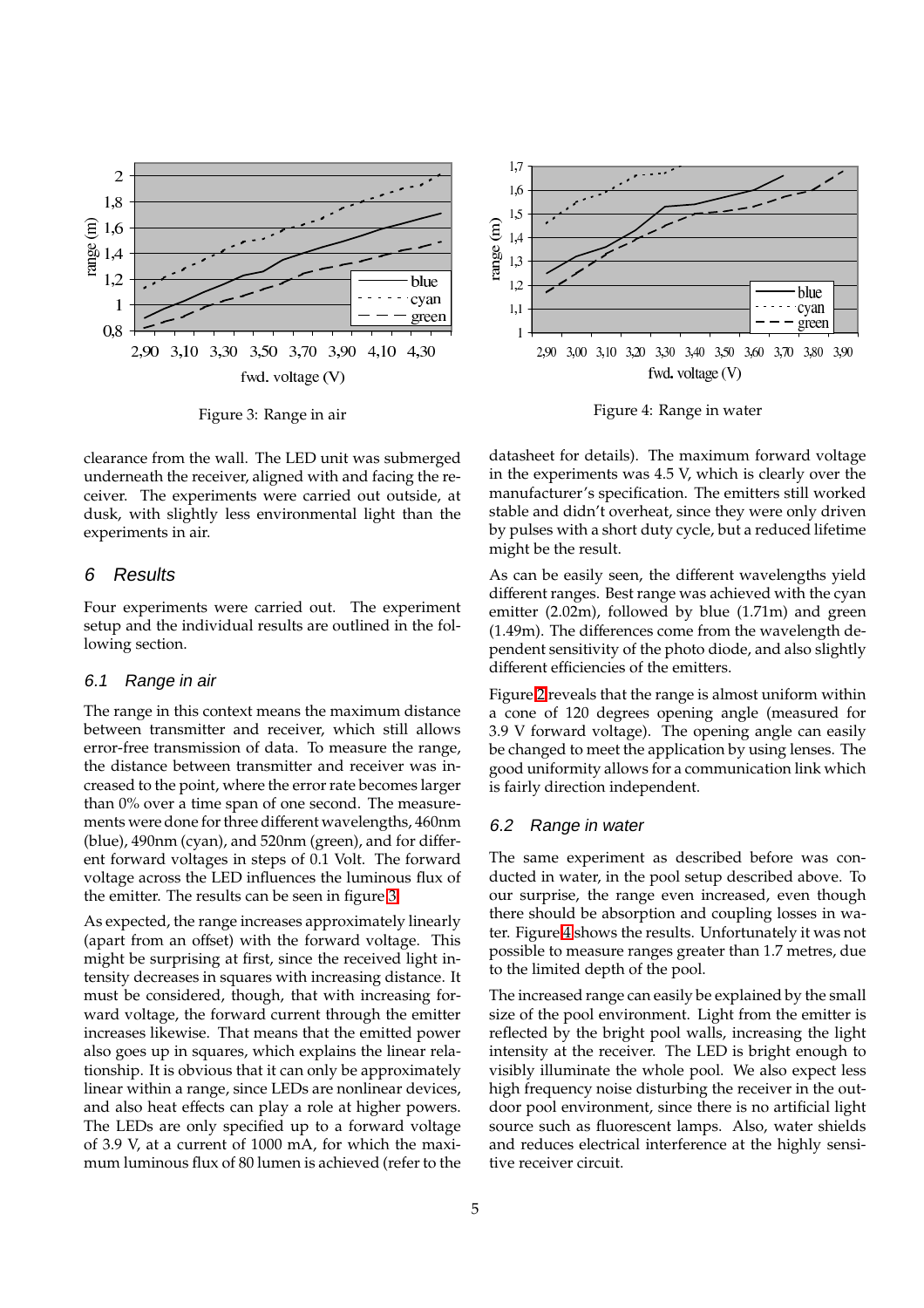Figure 3: Range in air

Figure 4: Range in water

clearance from the wall. The LED unit was submerged underneath the receiver, aligned with and facing the receiver. The experiments were carried out outside, at dusk, with slightly less environmental light than the experiments in air.

## 6 Results

Four experiments were carried out. The experiment setup and the individual results are outlined in the following section.

### 6.1 Range in air

The range in this context means the maximum distance between transmitter and receiver, which still allows error-free transmission of data. To measure the range, the distance between transmitter and receiver was increased to the point, where the error rate becomes larger than 0% over a time span of one second. The measurements were done for three different wavelengths, 460nm (blue), 490nm (cyan), and 520nm (green), and for different forward voltages in steps of 0.1 Volt. The forward voltage across the LED influences the luminous flux of the emitter. The results can be seen in figure 3.

As expected, the range increases approximately linearly (apart from an offset) with the forward voltage. This might be surprising at first, since the received light intensity decreases in squares with increasing distance. It must be considered, though, that with increasing forward voltage, the forward current through the emitter increases likewise. That means that the emitted power also goes up in squares, which explains the linear relationship. It is obvious that it can only be approximately linear within a range, since LEDs are nonlinear devices, and also heat effects can play a role at higher powers. The LEDs are only specified up to a forward voltage of 3.9 V, at a current of 1000 mA, for which the maximum luminous flux of 80 lumen is achieved (refer to the datasheet for details). The maximum forward voltage in the experiments was 4.5 V, which is clearly over the manufacturer's specification. The emitters still worked stable and didn't overheat, since they were only driven by pulses with a short duty cycle, but a reduced lifetime might be the result.

As can be easily seen, the different wavelengths yield different ranges. Best range was achieved with the cyan emitter (2.02m), followed by blue (1.71m) and green (1.49m). The differences come from the wavelength dependent sensitivity of the photo diode, and also slightly different efficiencies of the emitters.

Figure 2 reveals that the range is almost uniform within a cone of 120 degrees opening angle (measured for 3.9 V forward voltage). The opening angle can easily be changed to meet the application by using lenses. The good uniformity allows for a communication link which is fairly direction independent.

### 6.2 Range in water

The same experiment as described before was conducted in water, in the pool setup described above. To our surprise, the range even increased, even though there should be absorption and coupling losses in water. Figure 4 shows the results. Unfortunately it was not possible to measure ranges greater than 1.7 metres, due to the limited depth of the pool.

The increased range can easily be explained by the small size of the pool environment. Light from the emitter is reflected by the bright pool walls, increasing the light intensity at the receiver. The LED is bright enough to visibly illuminate the whole pool. We also expect less high frequency noise disturbing the receiver in the outdoor pool environment, since there is no artificial light source such as fluorescent lamps. Also, water shields and reduces electrical interference at the highly sensitive receiver circuit.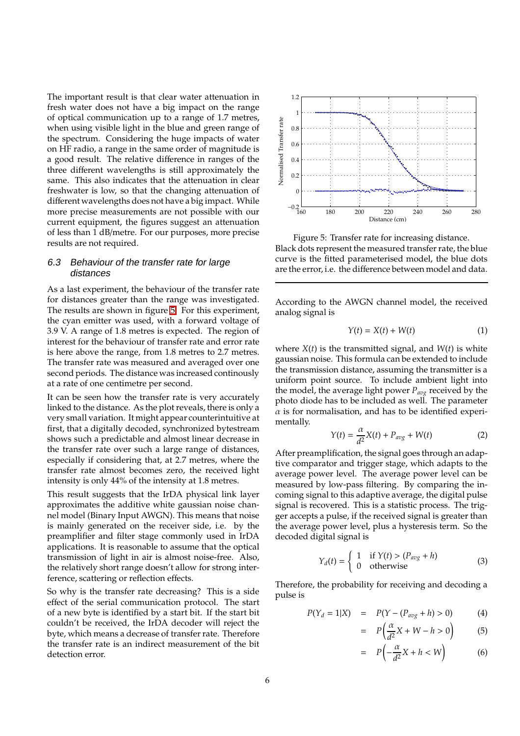The important result is that clear water attenuation in fresh water does not have a big impact on the range of optical communication up to a range of 1.7 metres, when using visible light in the blue and green range of the spectrum. Considering the huge impacts of water on HF radio, a range in the same order of magnitude is a good result. The relative difference in ranges of the three different wavelengths is still approximately the same. This also indicates that the attenuation in clear freshwater is low, so that the changing attenuation of different wavelengths does not have a big impact. While more precise measurements are not possible with our current equipment, the figures suggest an attenuation of less than 1 dB/metre. For our purposes, more precise results are not required.

### 6.3 Behaviour of the transfer rate for large distances

As a last experiment, the behaviour of the transfer rate for distances greater than the range was investigated. The results are shown in figure 5. For this experiment, the cyan emitter was used, with a forward voltage of 3.9 V. A range of 1.8 metres is expected. The region of interest for the behaviour of transfer rate and error rate is here above the range, from 1.8 metres to 2.7 metres. The transfer rate was measured and averaged over one second periods. The distance was increased continously at a rate of one centimetre per second.

It can be seen how the transfer rate is very accurately linked to the distance. As the plot reveals, there is only a very small variation. It might appear counterintuitive at first, that a digitally decoded, synchronized bytestream shows such a predictable and almost linear decrease in the transfer rate over such a large range of distances, especially if considering that, at 2.7 metres, where the transfer rate almost becomes zero, the received light intensity is only 44% of the intensity at 1.8 metres.

This result suggests that the IrDA physical link layer approximates the additive white gaussian noise channel model (Binary Input AWGN). This means that noise is mainly generated on the receiver side, i.e. by the preamplifier and filter stage commonly used in IrDA applications. It is reasonable to assume that the optical transmission of light in air is almost noise-free. Also, the relatively short range doesn't allow for strong interference, scattering or reflection effects.

So why is the transfer rate decreasing? This is a side effect of the serial communication protocol. The start of a new byte is identified by a start bit. If the start bit couldn't be received, the IrDA decoder will reject the byte, which means a decrease of transfer rate. Therefore the transfer rate is an indirect measurement of the bit detection error.

Figure 5: Transfer rate for increasing distance. Black dots represent the measured transfer rate, the blue curve is the fitted parameterised model, the blue dots are the error, i.e. the difference between model and data.

According to the AWGN channel model, the received analog signal is

$$Y(t) = X(t) + W(t) \tag{1}$$

where $X(t)$ is the transmitted signal, and $W(t)$ is white gaussian noise. This formula can be extended to include the transmission distance, assuming the transmitter is a uniform point source. To include ambient light into the model, the average light power $P_{avg}$ received by the photo diode has to be included as well. The parameter $\alpha$ is for normalisation, and has to be identified experimentally.

$$Y(t) = \frac{\alpha}{d^2}X(t) + P_{avg} + W(t) \tag{2}$$

After preamplification, the signal goes through an adaptive comparator and trigger stage, which adapts to the average power level. The average power level can be measured by low-pass filtering. By comparing the incoming signal to this adaptive average, the digital pulse signal is recovered. This is a statistic process. The trigger accepts a pulse, if the received signal is greater than the average power level, plus a hysteresis term. So the decoded digital signal is

$$Y_d(t) = \begin{cases} 1 & \text{if } Y(t) > (P_{avg} + h) \\ 0 & \text{otherwise} \end{cases} \tag{3}$$

Therefore, the probability for receiving and decoding a pulse is

$$P(Y_d = 1|X) = P(Y - (P_{avg} + h) > 0) \tag{4}$$

$$= P\left(\frac{\alpha}{d^2}X + W - h > 0\right) \tag{5}$$

$$= P\left(-\frac{\alpha}{d^2}X + h < W\right) \tag{6}$$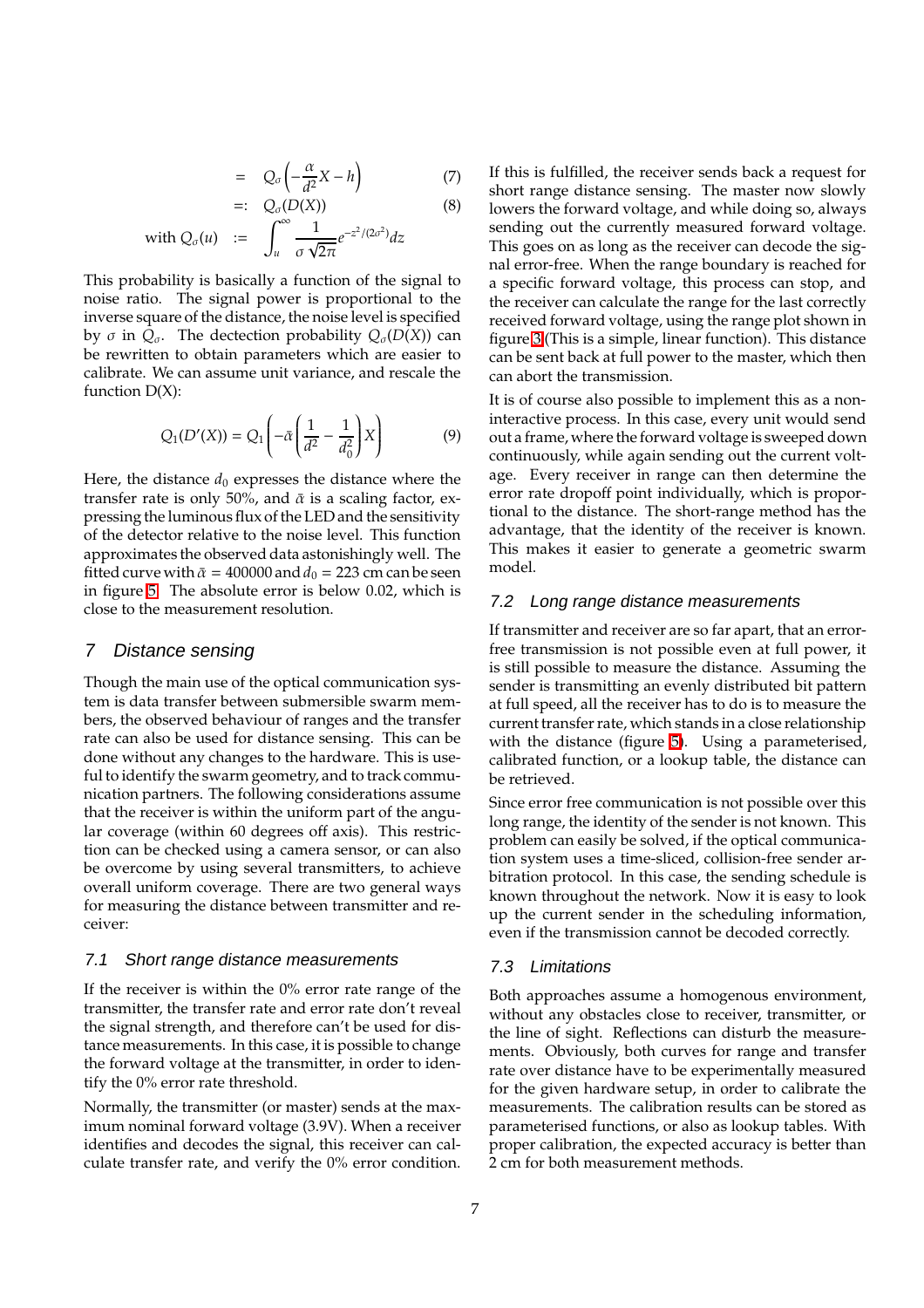$$= Q_\sigma\left(-\frac{\alpha}{d^2}X - h\right) \quad (7)$$

$$=: Q_\sigma(D(X)) \quad (8)$$

$$\text{with } Q_\sigma(u) := \int_u^\infty \frac{1}{\sigma\sqrt{2\pi}} e^{-z^2/(2\sigma^2)} dz$$

This probability is basically a function of the signal to noise ratio. The signal power is proportional to the inverse square of the distance, the noise level is specified by $\sigma$ in $Q_\sigma$. The dectection probability $Q_\sigma(D(X))$ can be rewritten to obtain parameters which are easier to calibrate. We can assume unit variance, and rescale the function D(X):

$$Q_1(D'(X)) = Q_1\left(-\bar{\alpha}\left(\frac{1}{d^2} - \frac{1}{d_0^2}\right)X\right) \quad (9)$$

Here, the distance $d_0$ expresses the distance where the transfer rate is only 50%, and $\bar{\alpha}$ is a scaling factor, expressing the luminous flux of the LED and the sensitivity of the detector relative to the noise level. This function approximates the observed data astonishingly well. The fitted curve with $\bar{\alpha} = 400000$ and $d_0 = 223$ cm can be seen in figure 5. The absolute error is below 0.02, which is close to the measurement resolution.

## 7 Distance sensing

Though the main use of the optical communication system is data transfer between submersible swarm members, the observed behaviour of ranges and the transfer rate can also be used for distance sensing. This can be done without any changes to the hardware. This is useful to identify the swarm geometry, and to track communication partners. The following considerations assume that the receiver is within the uniform part of the angular coverage (within 60 degrees off axis). This restriction can be checked using a camera sensor, or can also be overcome by using several transmitters, to achieve overall uniform coverage. There are two general ways for measuring the distance between transmitter and receiver:

### 7.1 Short range distance measurements

If the receiver is within the 0% error rate range of the transmitter, the transfer rate and error rate don't reveal the signal strength, and therefore can't be used for distance measurements. In this case, it is possible to change the forward voltage at the transmitter, in order to identify the 0% error rate threshold.

Normally, the transmitter (or master) sends at the maximum nominal forward voltage (3.9V). When a receiver identifies and decodes the signal, this receiver can calculate transfer rate, and verify the 0% error condition. If this is fulfilled, the receiver sends back a request for short range distance sensing. The master now slowly lowers the forward voltage, and while doing so, always sending out the currently measured forward voltage. This goes on as long as the receiver can decode the signal error-free. When the range boundary is reached for a specific forward voltage, this process can stop, and the receiver can calculate the range for the last correctly received forward voltage, using the range plot shown in figure 3 (This is a simple, linear function). This distance can be sent back at full power to the master, which then can abort the transmission.

It is of course also possible to implement this as a non-interactive process. In this case, every unit would send out a frame, where the forward voltage is sweeped down continuously, while again sending out the current voltage. Every receiver in range can then determine the error rate dropoff point individually, which is proportional to the distance. The short-range method has the advantage, that the identity of the receiver is known. This makes it easier to generate a geometric swarm model.

### 7.2 Long range distance measurements

If transmitter and receiver are so far apart, that an error-free transmission is not possible even at full power, it is still possible to measure the distance. Assuming the sender is transmitting an evenly distributed bit pattern at full speed, all the receiver has to do is to measure the current transfer rate, which stands in a close relationship with the distance (figure 5). Using a parameterised, calibrated function, or a lookup table, the distance can be retrieved.

Since error free communication is not possible over this long range, the identity of the sender is not known. This problem can easily be solved, if the optical communication system uses a time-sliced, collision-free sender arbitration protocol. In this case, the sending schedule is known throughout the network. Now it is easy to look up the current sender in the scheduling information, even if the transmission cannot be decoded correctly.

### 7.3 Limitations

Both approaches assume a homogenous environment, without any obstacles close to receiver, transmitter, or the line of sight. Reflections can disturb the measurements. Obviously, both curves for range and transfer rate over distance have to be experimentally measured for the given hardware setup, in order to calibrate the measurements. The calibration results can be stored as parameterised functions, or also as lookup tables. With proper calibration, the expected accuracy is better than 2 cm for both measurement methods.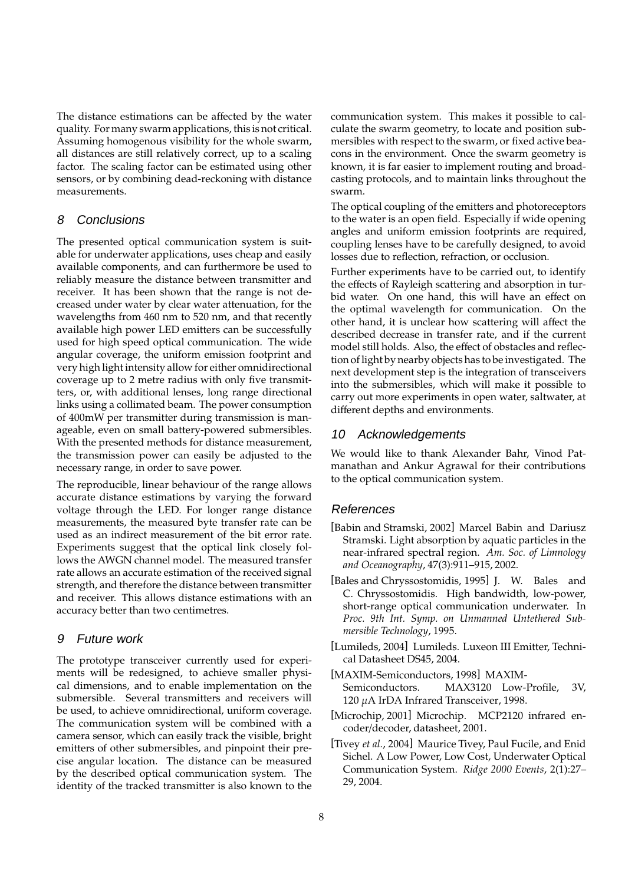The distance estimations can be affected by the water quality. For many swarm applications, this is not critical. Assuming homogenous visibility for the whole swarm, all distances are still relatively correct, up to a scaling factor. The scaling factor can be estimated using other sensors, or by combining dead-reckoning with distance measurements.

## 8 Conclusions

The presented optical communication system is suitable for underwater applications, uses cheap and easily available components, and can furthermore be used to reliably measure the distance between transmitter and receiver. It has been shown that the range is not decreased under water by clear water attenuation, for the wavelengths from 460 nm to 520 nm, and that recently available high power LED emitters can be successfully used for high speed optical communication. The wide angular coverage, the uniform emission footprint and very high light intensity allow for either omnidirectional coverage up to 2 metre radius with only five transmitters, or, with additional lenses, long range directional links using a collimated beam. The power consumption of 400mW per transmitter during transmission is manageable, even on small battery-powered submersibles. With the presented methods for distance measurement, the transmission power can easily be adjusted to the necessary range, in order to save power.

The reproducible, linear behaviour of the range allows accurate distance estimations by varying the forward voltage through the LED. For longer range distance measurements, the measured byte transfer rate can be used as an indirect measurement of the bit error rate. Experiments suggest that the optical link closely follows the AWGN channel model. The measured transfer rate allows an accurate estimation of the received signal strength, and therefore the distance between transmitter and receiver. This allows distance estimations with an accuracy better than two centimetres.

## 9 Future work

The prototype transceiver currently used for experiments will be redesigned, to achieve smaller physical dimensions, and to enable implementation on the submersible. Several transmitters and receivers will be used, to achieve omnidirectional, uniform coverage. The communication system will be combined with a camera sensor, which can easily track the visible, bright emitters of other submersibles, and pinpoint their precise angular location. The distance can be measured by the described optical communication system. The identity of the tracked transmitter is also known to the communication system. This makes it possible to calculate the swarm geometry, to locate and position submersibles with respect to the swarm, or fixed active beacons in the environment. Once the swarm geometry is known, it is far easier to implement routing and broadcasting protocols, and to maintain links throughout the swarm.

The optical coupling of the emitters and photoreceptors to the water is an open field. Especially if wide opening angles and uniform emission footprints are required, coupling lenses have to be carefully designed, to avoid losses due to reflection, refraction, or occlusion.

Further experiments have to be carried out, to identify the effects of Rayleigh scattering and absorption in turbid water. On one hand, this will have an effect on the optimal wavelength for communication. On the other hand, it is unclear how scattering will affect the described decrease in transfer rate, and if the current model still holds. Also, the effect of obstacles and reflection of light by nearby objects has to be investigated. The next development step is the integration of transceivers into the submersibles, which will make it possible to carry out more experiments in open water, saltwater, at different depths and environments.

## 10 Acknowledgements

We would like to thank Alexander Bahr, Vinod Patmanathan and Ankur Agrawal for their contributions to the optical communication system.

## References

[Babin and Stramski, 2002] Marcel Babin and Dariusz Stramski. Light absorption by aquatic particles in the near-infrared spectral region. *Am. Soc. of Limnology and Oceanography*, 47(3):911–915, 2002.

[Bales and Chryssostomidis, 1995] J. W. Bales and C. Chryssostomidis. High bandwidth, low-power, short-range optical communication underwater. In *Proc. 9th Int. Symp. on Unmanned Untethered Submersible Technology*, 1995.

[Lumileds, 2004] Lumileds. Luxeon III Emitter, Technical Datasheet DS45, 2004.

[MAXIM-Semiconductors, 1998] MAXIM-Semiconductors. MAX3120 Low-Profile, 3V, 120 $\mu$A IrDA Infrared Transceiver, 1998.

[Microchip, 2001] Microchip. MCP2120 infrared encoder/decoder, datasheet, 2001.

[Tivey *et al.*, 2004] Maurice Tivey, Paul Fucile, and Enid Sichel. A Low Power, Low Cost, Underwater Optical Communication System. *Ridge 2000 Events*, 2(1):27–29, 2004.